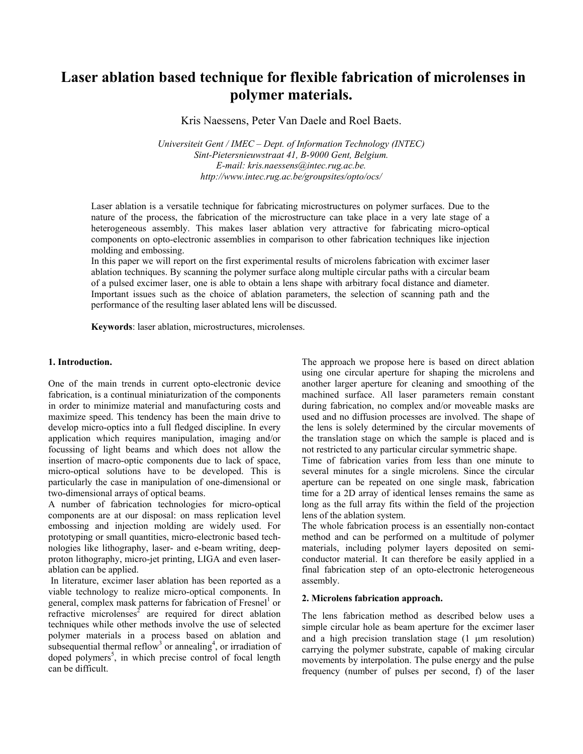# Laser ablation based technique for flexible fabrication of microlenses in polymer materials.

Kris Naessens, Peter Van Daele and Roel Baets.

*Universiteit Gent / IMEC – Dept. of Information Technology (INTEC)*
*Sint-Pietersnieuwstraat 41, B-9000 Gent, Belgium.*
*E-mail: kris.naessens@intec.rug.ac.be.*
*http://www.intec.rug.ac.be/groupsites/opto/ocs/*

Laser ablation is a versatile technique for fabricating microstructures on polymer surfaces. Due to the nature of the process, the fabrication of the microstructure can take place in a very late stage of a heterogeneous assembly. This makes laser ablation very attractive for fabricating micro-optical components on opto-electronic assemblies in comparison to other fabrication techniques like injection molding and embossing.
In this paper we will report on the first experimental results of microlens fabrication with excimer laser ablation techniques. By scanning the polymer surface along multiple circular paths with a circular beam of a pulsed excimer laser, one is able to obtain a lens shape with arbitrary focal distance and diameter. Important issues such as the choice of ablation parameters, the selection of scanning path and the performance of the resulting laser ablated lens will be discussed.

**Keywords**: laser ablation, microstructures, microlenses.

## 1. Introduction.

One of the main trends in current opto-electronic device fabrication, is a continual miniaturization of the components in order to minimize material and manufacturing costs and maximize speed. This tendency has been the main drive to develop micro-optics into a full fledged discipline. In every application which requires manipulation, imaging and/or focussing of light beams and which does not allow the insertion of macro-optic components due to lack of space, micro-optical solutions have to be developed. This is particularly the case in manipulation of one-dimensional or two-dimensional arrays of optical beams.
A number of fabrication technologies for micro-optical components are at our disposal: on mass replication level embossing and injection molding are widely used. For prototyping or small quantities, micro-electronic based technologies like lithography, laser- and e-beam writing, deep-proton lithography, micro-jet printing, LIGA and even laser-ablation can be applied.
In literature, excimer laser ablation has been reported as a viable technology to realize micro-optical components. In general, complex mask patterns for fabrication of Fresnel[1] or refractive microlenses[2] are required for direct ablation techniques while other methods involve the use of selected polymer materials in a process based on ablation and subsequential thermal reflow[3] or annealing[4], or irradiation of doped polymers[5], in which precise control of focal length can be difficult.

The approach we propose here is based on direct ablation using one circular aperture for shaping the microlens and another larger aperture for cleaning and smoothing of the machined surface. All laser parameters remain constant during fabrication, no complex and/or moveable masks are used and no diffusion processes are involved. The shape of the lens is solely determined by the circular movements of the translation stage on which the sample is placed and is not restricted to any particular circular symmetric shape.
Time of fabrication varies from less than one minute to several minutes for a single microlens. Since the circular aperture can be repeated on one single mask, fabrication time for a 2D array of identical lenses remains the same as long as the full array fits within the field of the projection lens of the ablation system.
The whole fabrication process is an essentially non-contact method and can be performed on a multitude of polymer materials, including polymer layers deposited on semi-conductor material. It can therefore be easily applied in a final fabrication step of an opto-electronic heterogeneous assembly.

## 2. Microlens fabrication approach.

The lens fabrication method as described below uses a simple circular hole as beam aperture for the excimer laser and a high precision translation stage (1 μm resolution) carrying the polymer substrate, capable of making circular movements by interpolation. The pulse energy and the pulse frequency (number of pulses per second, f) of the laser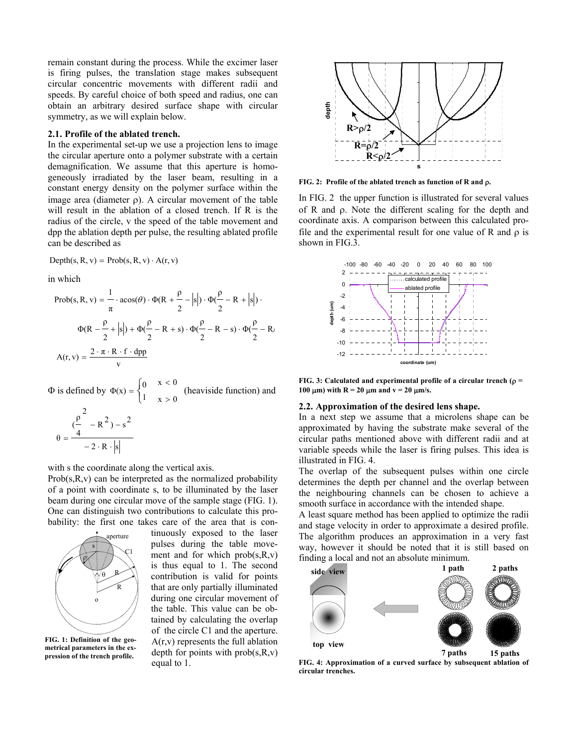remain constant during the process. While the excimer laser is firing pulses, the translation stage makes subsequent circular concentric movements with different radii and speeds. By careful choice of both speed and radius, one can obtain an arbitrary desired surface shape with circular symmetry, as we will explain below.

### 2.1. Profile of the ablated trench.

In the experimental set-up we use a projection lens to image the circular aperture onto a polymer substrate with a certain demagnification. We assume that this aperture is homogeneously irradiated by the laser beam, resulting in a constant energy density on the polymer surface within the image area (diameter $\rho$). A circular movement of the table will result in the ablation of a closed trench. If R is the radius of the circle, v the speed of the table movement and dpp the ablation depth per pulse, the resulting ablated profile can be described as

$$\mathrm{Depth}(s, R, v) = \mathrm{Prob}(s, R, v) \cdot A(r, v)$$

in which

$$\mathrm{Prob}(s, R, v) = \frac{1}{\pi} \cdot \mathrm{acos}(\theta) \cdot \Phi(R + \frac{\rho}{2} - |s|) \cdot \Phi(\frac{\rho}{2} - R + |s|) \cdot \Phi(R - \frac{\rho}{2} + |s|) + \Phi(\frac{\rho}{2} - R + s) \cdot \Phi(\frac{\rho}{2} - R - s) \cdot \Phi(\frac{\rho}{2} - R)$$

$$A(r, v) = \frac{2 \cdot \pi \cdot R \cdot f \cdot dpp}{v}$$

$\Phi$ is defined by $\Phi(x) = \begin{cases} 0 & x < 0 \\ 1 & x > 0 \end{cases}$ (heaviside function) and

$$\theta = \frac{(\frac{\rho^2}{4} - R^2) - s^2}{-2 \cdot R \cdot |s|}$$

with s the coordinate along the vertical axis.

Prob(s,R,v) can be interpreted as the normalized probability of a point with coordinate s, to be illuminated by the laser beam during one circular move of the sample stage (FIG. 1). One can distinguish two contributions to calculate this probability: the first one takes care of the area that is continuously exposed to the laser pulses during the table movement and for which prob(s,R,v) is thus equal to 1. The second contribution is valid for points that are only partially illuminated during one circular movement of the table. This value can be obtained by calculating the overlap of the circle C1 and the aperture. A(r,v) represents the full ablation depth for points with prob(s,R,v) equal to 1.

**FIG. 1: Definition of the geometrical parameters in the expression of the trench profile.**

**FIG. 2: Profile of the ablated trench as function of R and $\rho$.**

In FIG. 2 the upper function is illustrated for several values of R and $\rho$. Note the different scaling for the depth and coordinate axis. A comparison between this calculated profile and the experimental result for one value of R and $\rho$ is shown in FIG.3.

**FIG. 3: Calculated and experimental profile of a circular trench ($\rho$ = 100 $\mu$m) with R = 20 $\mu$m and v = 20 $\mu$m/s.**

### 2.2. Approximation of the desired lens shape.

In a next step we assume that a microlens shape can be approximated by having the substrate make several of the circular paths mentioned above with different radii and at variable speeds while the laser is firing pulses. This idea is illustrated in FIG. 4.

The overlap of the subsequent pulses within one circle determines the depth per channel and the overlap between the neighbouring channels can be chosen to achieve a smooth surface in accordance with the intended shape.

A least square method has been applied to optimize the radii and stage velocity in order to approximate a desired profile. The algorithm produces an approximation in a very fast way, however it should be noted that it is still based on finding a local and not an absolute minimum.

**FIG. 4: Approximation of a curved surface by subsequent ablation of circular trenches.**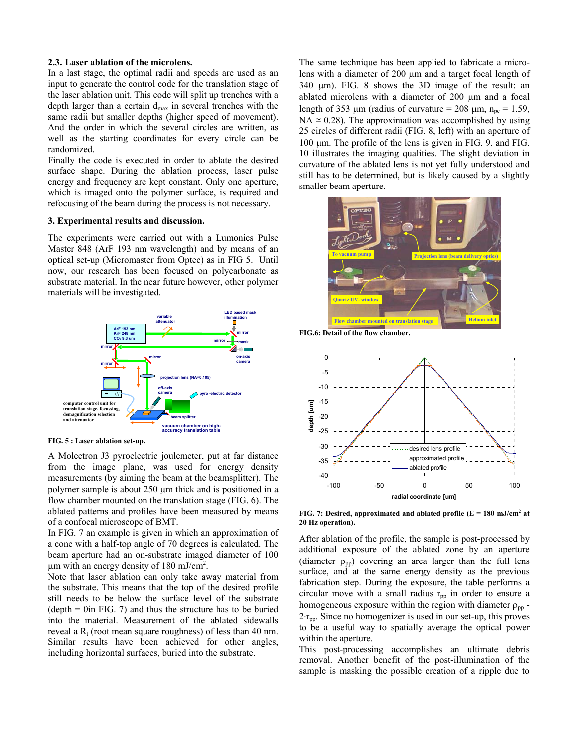### 2.3. Laser ablation of the microlens.

In a last stage, the optimal radii and speeds are used as an input to generate the control code for the translation stage of the laser ablation unit. This code will split up trenches with a depth larger than a certain $d_{max}$ in several trenches with the same radii but smaller depths (higher speed of movement). And the order in which the several circles are written, as well as the starting coordinates for every circle can be randomized.

Finally the code is executed in order to ablate the desired surface shape. During the ablation process, laser pulse energy and frequency are kept constant. Only one aperture, which is imaged onto the polymer surface, is required and refocusing of the beam during the process is not necessary.

## 3. Experimental results and discussion.

The experiments were carried out with a Lumonics Pulse Master 848 (ArF 193 nm wavelength) and by means of an optical set-up (Micromaster from Optec) as in FIG 5. Until now, our research has been focused on polycarbonate as substrate material. In the near future however, other polymer materials will be investigated.

**FIG. 5 : Laser ablation set-up.**

A Molectron J3 pyroelectric joulemeter, put at far distance from the image plane, was used for energy density measurements (by aiming the beam at the beamsplitter). The polymer sample is about 250 µm thick and is positioned in a flow chamber mounted on the translation stage (FIG. 6). The ablated patterns and profiles have been measured by means of a confocal microscope of BMT.

In FIG. 7 an example is given in which an approximation of a cone with a half-top angle of 70 degrees is calculated. The beam aperture had an on-substrate imaged diameter of 100 µm with an energy density of 180 mJ/cm$^2$.

Note that laser ablation can only take away material from the substrate. This means that the top of the desired profile still needs to be below the surface level of the substrate (depth = 0in FIG. 7) and thus the structure has to be buried into the material. Measurement of the ablated sidewalls reveal a $R_t$ (root mean square roughness) of less than 40 nm. Similar results have been achieved for other angles, including horizontal surfaces, buried into the substrate.

The same technique has been applied to fabricate a microlens with a diameter of 200 µm and a target focal length of 340 µm). FIG. 8 shows the 3D image of the result: an ablated microlens with a diameter of 200 µm and a focal length of 353 µm (radius of curvature = 208 µm, $n_{pc}$ = 1.59, NA ≅ 0.28). The approximation was accomplished by using 25 circles of different radii (FIG. 8, left) with an aperture of 100 µm. The profile of the lens is given in FIG. 9. and FIG. 10 illustrates the imaging qualities. The slight deviation in curvature of the ablated lens is not yet fully understood and still has to be determined, but is likely caused by a slightly smaller beam aperture.

**FIG.6: Detail of the flow chamber.**

**FIG. 7: Desired, approximated and ablated profile (E = 180 mJ/cm$^2$ at 20 Hz operation).**

After ablation of the profile, the sample is post-processed by additional exposure of the ablated zone by an aperture (diameter $\rho_{pp}$) covering an area larger than the full lens surface, and at the same energy density as the previous fabrication step. During the exposure, the table performs a circular move with a small radius $r_{pp}$ in order to ensure a homogeneous exposure within the region with diameter $\rho_{pp}$ - $2{\cdot}r_{pp}$. Since no homogenizer is used in our set-up, this proves to be a useful way to spatially average the optical power within the aperture.

This post-processing accomplishes an ultimate debris removal. Another benefit of the post-illumination of the sample is masking the possible creation of a ripple due to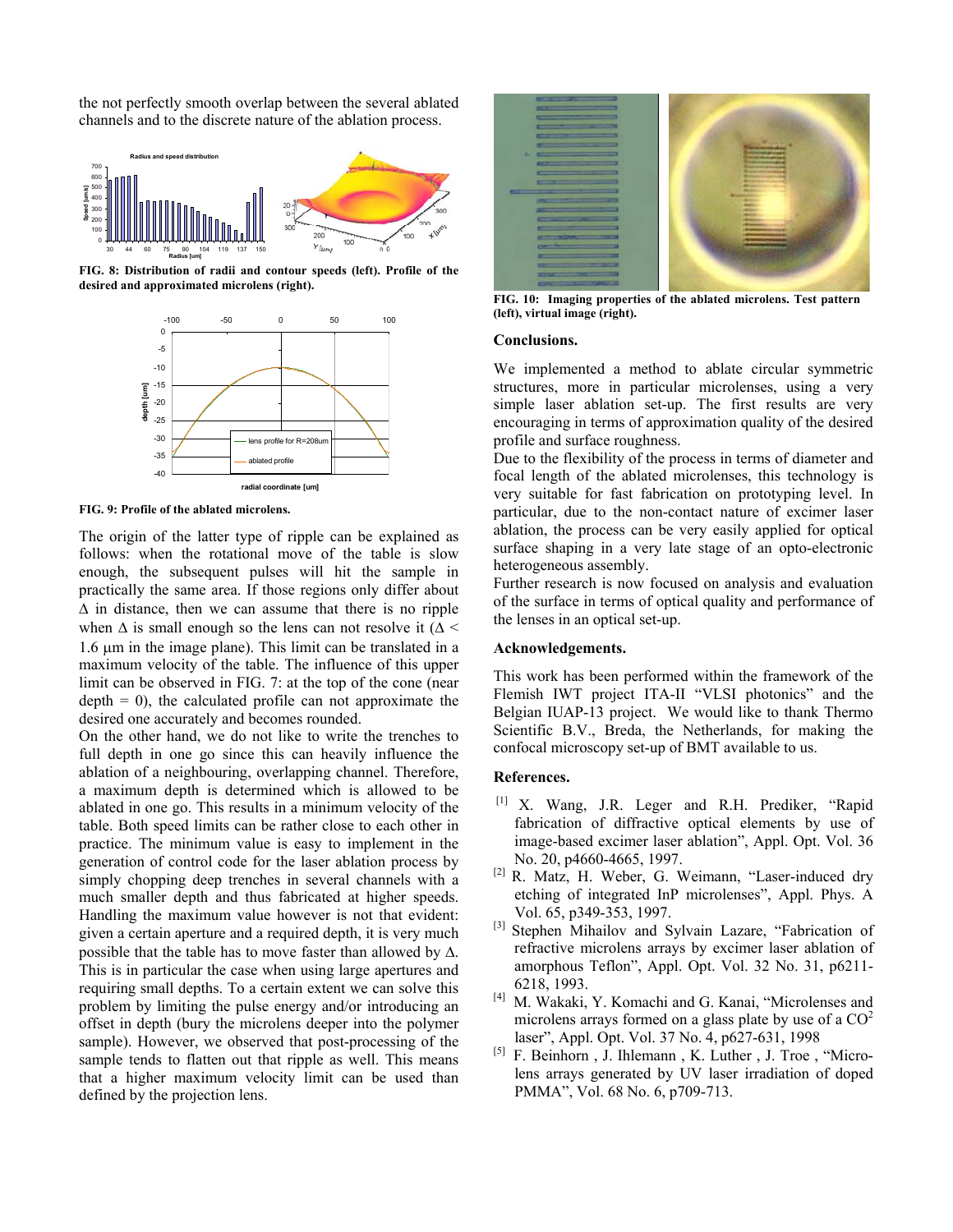the not perfectly smooth overlap between the several ablated channels and to the discrete nature of the ablation process.

Radius and speed distribution

Speed [um/s]

700
600
500
400
300
200
100
0

30 44 60 75 90 104 119 137 150

Radius [um]

20
0
300
200
100
0 0
100
200
300

Y [um]
X [um]

FIG. 8: Distribution of radii and contour speeds (left). Profile of the desired and approximated microlens (right).

-100 -50 0 50 100

0
-5
-10
-15
-20
-25
-30
-35
-40

depth [um]

lens profile for R=208um
ablated profile

radial coordinate [um]

FIG. 9: Profile of the ablated microlens.

The origin of the latter type of ripple can be explained as follows: when the rotational move of the table is slow enough, the subsequent pulses will hit the sample in practically the same area. If those regions only differ about Δ in distance, then we can assume that there is no ripple when Δ is small enough so the lens can not resolve it (Δ < 1.6 µm in the image plane). This limit can be translated in a maximum velocity of the table. The influence of this upper limit can be observed in FIG. 7: at the top of the cone (near depth = 0), the calculated profile can not approximate the desired one accurately and becomes rounded.

On the other hand, we do not like to write the trenches to full depth in one go since this can heavily influence the ablation of a neighbouring, overlapping channel. Therefore, a maximum depth is determined which is allowed to be ablated in one go. This results in a minimum velocity of the table. Both speed limits can be rather close to each other in practice. The minimum value is easy to implement in the generation of control code for the laser ablation process by simply chopping deep trenches in several channels with a much smaller depth and thus fabricated at higher speeds. Handling the maximum value however is not that evident: given a certain aperture and a required depth, it is very much possible that the table has to move faster than allowed by Δ. This is in particular the case when using large apertures and requiring small depths. To a certain extent we can solve this problem by limiting the pulse energy and/or introducing an offset in depth (bury the microlens deeper into the polymer sample). However, we observed that post-processing of the sample tends to flatten out that ripple as well. This means that a higher maximum velocity limit can be used than defined by the projection lens.

FIG. 10: Imaging properties of the ablated microlens. Test pattern (left), virtual image (right).

## Conclusions.

We implemented a method to ablate circular symmetric structures, more in particular microlenses, using a very simple laser ablation set-up. The first results are very encouraging in terms of approximation quality of the desired profile and surface roughness.

Due to the flexibility of the process in terms of diameter and focal length of the ablated microlenses, this technology is very suitable for fast fabrication on prototyping level. In particular, due to the non-contact nature of excimer laser ablation, the process can be very easily applied for optical surface shaping in a very late stage of an opto-electronic heterogeneous assembly.

Further research is now focused on analysis and evaluation of the surface in terms of optical quality and performance of the lenses in an optical set-up.

## Acknowledgements.

This work has been performed within the framework of the Flemish IWT project ITA-II "VLSI photonics" and the Belgian IUAP-13 project. We would like to thank Thermo Scientific B.V., Breda, the Netherlands, for making the confocal microscopy set-up of BMT available to us.

## References.

[1] X. Wang, J.R. Leger and R.H. Prediker, "Rapid fabrication of diffractive optical elements by use of image-based excimer laser ablation", Appl. Opt. Vol. 36 No. 20, p4660-4665, 1997.

[2] R. Matz, H. Weber, G. Weimann, "Laser-induced dry etching of integrated InP microlenses", Appl. Phys. A Vol. 65, p349-353, 1997.

[3] Stephen Mihailov and Sylvain Lazare, "Fabrication of refractive microlens arrays by excimer laser ablation of amorphous Teflon", Appl. Opt. Vol. 32 No. 31, p6211-6218, 1993.

[4] M. Wakaki, Y. Komachi and G. Kanai, "Microlenses and microlens arrays formed on a glass plate by use of a $CO^2$ laser", Appl. Opt. Vol. 37 No. 4, p627-631, 1998

[5] F. Beinhorn , J. Ihlemann , K. Luther , J. Troe , "Micro-lens arrays generated by UV laser irradiation of doped PMMA", Vol. 68 No. 6, p709-713.